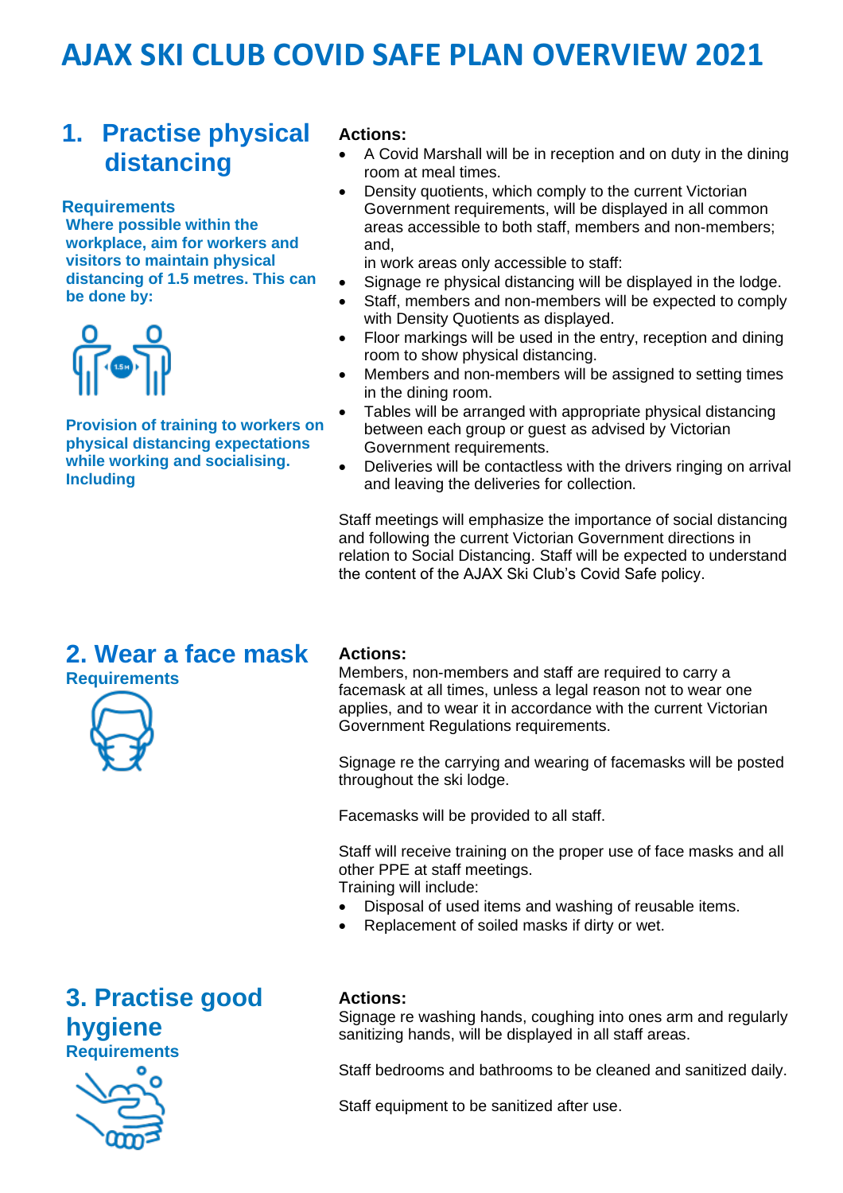# AJAX SKI CLUB COVID SAFE PLAN OVERVIEW 2021

## 1. Practise physical distancing

### Requirements

**Where possible within the workplace, aim for workers and visitors to maintain physical distancing of 1.5 metres. This can be done by:**

**Provision of training to workers on physical distancing expectations while working and socialising. Including**

**Actions:**

- A Covid Marshall will be in reception and on duty in the dining room at meal times.
- Density quotients, which comply to the current Victorian Government requirements, will be displayed in all common areas accessible to both staff, members and non-members; and,
  in work areas only accessible to staff:
- Signage re physical distancing will be displayed in the lodge.
- Staff, members and non-members will be expected to comply with Density Quotients as displayed.
- Floor markings will be used in the entry, reception and dining room to show physical distancing.
- Members and non-members will be assigned to setting times in the dining room.
- Tables will be arranged with appropriate physical distancing between each group or guest as advised by Victorian Government requirements.
- Deliveries will be contactless with the drivers ringing on arrival and leaving the deliveries for collection.

Staff meetings will emphasize the importance of social distancing and following the current Victorian Government directions in relation to Social Distancing. Staff will be expected to understand the content of the AJAX Ski Club's Covid Safe policy.

## 2. Wear a face mask

### Requirements

**Actions:**

Members, non-members and staff are required to carry a facemask at all times, unless a legal reason not to wear one applies, and to wear it in accordance with the current Victorian Government Regulations requirements.

Signage re the carrying and wearing of facemasks will be posted throughout the ski lodge.

Facemasks will be provided to all staff.

Staff will receive training on the proper use of face masks and all other PPE at staff meetings.
Training will include:

- Disposal of used items and washing of reusable items.
- Replacement of soiled masks if dirty or wet.

## 3. Practise good hygiene

### Requirements

**Actions:**

Signage re washing hands, coughing into ones arm and regularly sanitizing hands, will be displayed in all staff areas.

Staff bedrooms and bathrooms to be cleaned and sanitized daily.

Staff equipment to be sanitized after use.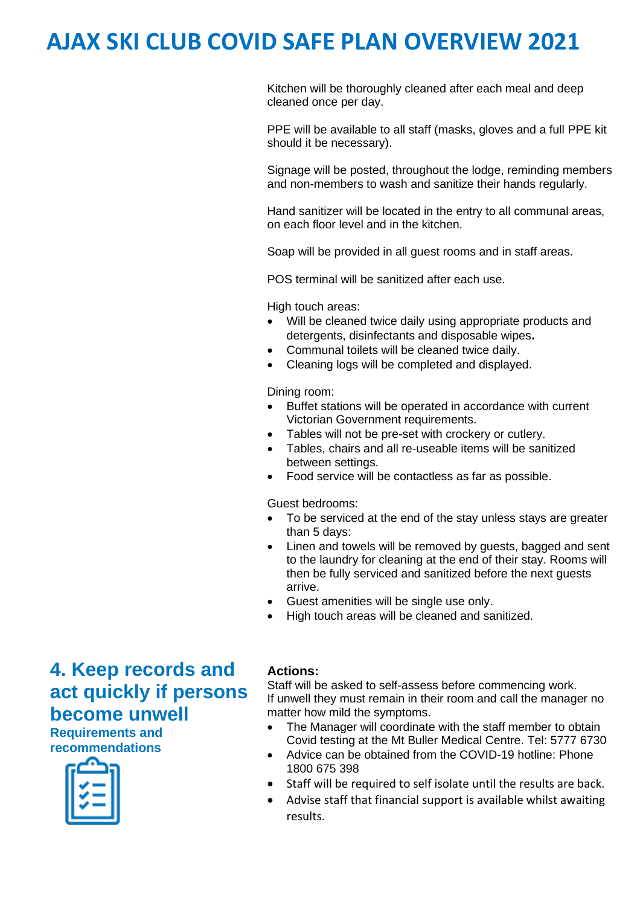# AJAX SKI CLUB COVID SAFE PLAN OVERVIEW 2021

Kitchen will be thoroughly cleaned after each meal and deep cleaned once per day.

PPE will be available to all staff (masks, gloves and a full PPE kit should it be necessary).

Signage will be posted, throughout the lodge, reminding members and non-members to wash and sanitize their hands regularly.

Hand sanitizer will be located in the entry to all communal areas, on each floor level and in the kitchen.

Soap will be provided in all guest rooms and in staff areas.

POS terminal will be sanitized after each use.

High touch areas:

- Will be cleaned twice daily using appropriate products and detergents, disinfectants and disposable wipes**.**
- Communal toilets will be cleaned twice daily.
- Cleaning logs will be completed and displayed.

Dining room:

- Buffet stations will be operated in accordance with current Victorian Government requirements.
- Tables will not be pre-set with crockery or cutlery.
- Tables, chairs and all re-useable items will be sanitized between settings.
- Food service will be contactless as far as possible.

Guest bedrooms:

- To be serviced at the end of the stay unless stays are greater than 5 days:
- Linen and towels will be removed by guests, bagged and sent to the laundry for cleaning at the end of their stay. Rooms will then be fully serviced and sanitized before the next guests arrive.
- Guest amenities will be single use only.
- High touch areas will be cleaned and sanitized.

## 4. Keep records and act quickly if persons become unwell

**Requirements and recommendations**

**Actions:**

Staff will be asked to self-assess before commencing work.
If unwell they must remain in their room and call the manager no matter how mild the symptoms.

- The Manager will coordinate with the staff member to obtain Covid testing at the Mt Buller Medical Centre. Tel: 5777 6730
- Advice can be obtained from the COVID-19 hotline: Phone 1800 675 398
- Staff will be required to self isolate until the results are back.
- Advise staff that financial support is available whilst awaiting results.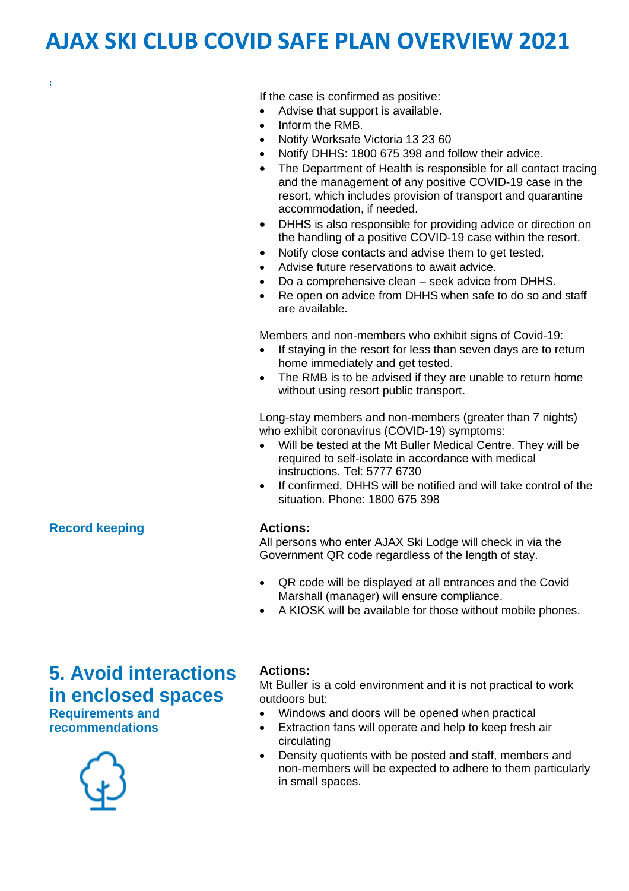# AJAX SKI CLUB COVID SAFE PLAN OVERVIEW 2021

:

If the case is confirmed as positive:

- Advise that support is available.
- Inform the RMB.
- Notify Worksafe Victoria 13 23 60
- Notify DHHS: 1800 675 398 and follow their advice.
- The Department of Health is responsible for all contact tracing and the management of any positive COVID-19 case in the resort, which includes provision of transport and quarantine accommodation, if needed.
- DHHS is also responsible for providing advice or direction on the handling of a positive COVID-19 case within the resort.
- Notify close contacts and advise them to get tested.
- Advise future reservations to await advice.
- Do a comprehensive clean – seek advice from DHHS.
- Re open on advice from DHHS when safe to do so and staff are available.

Members and non-members who exhibit signs of Covid-19:

- If staying in the resort for less than seven days are to return home immediately and get tested.
- The RMB is to be advised if they are unable to return home without using resort public transport.

Long-stay members and non-members (greater than 7 nights) who exhibit coronavirus (COVID-19) symptoms:

- Will be tested at the Mt Buller Medical Centre. They will be required to self-isolate in accordance with medical instructions. Tel: 5777 6730
- If confirmed, DHHS will be notified and will take control of the situation. Phone: 1800 675 398

**Record keeping**

**Actions:**

All persons who enter AJAX Ski Lodge will check in via the Government QR code regardless of the length of stay.

- QR code will be displayed at all entrances and the Covid Marshall (manager) will ensure compliance.
- A KIOSK will be available for those without mobile phones.

## 5. Avoid interactions in enclosed spaces

**Requirements and recommendations**

**Actions:**

Mt Buller is a cold environment and it is not practical to work outdoors but:

- Windows and doors will be opened when practical
- Extraction fans will operate and help to keep fresh air circulating
- Density quotients with be posted and staff, members and non-members will be expected to adhere to them particularly in small spaces.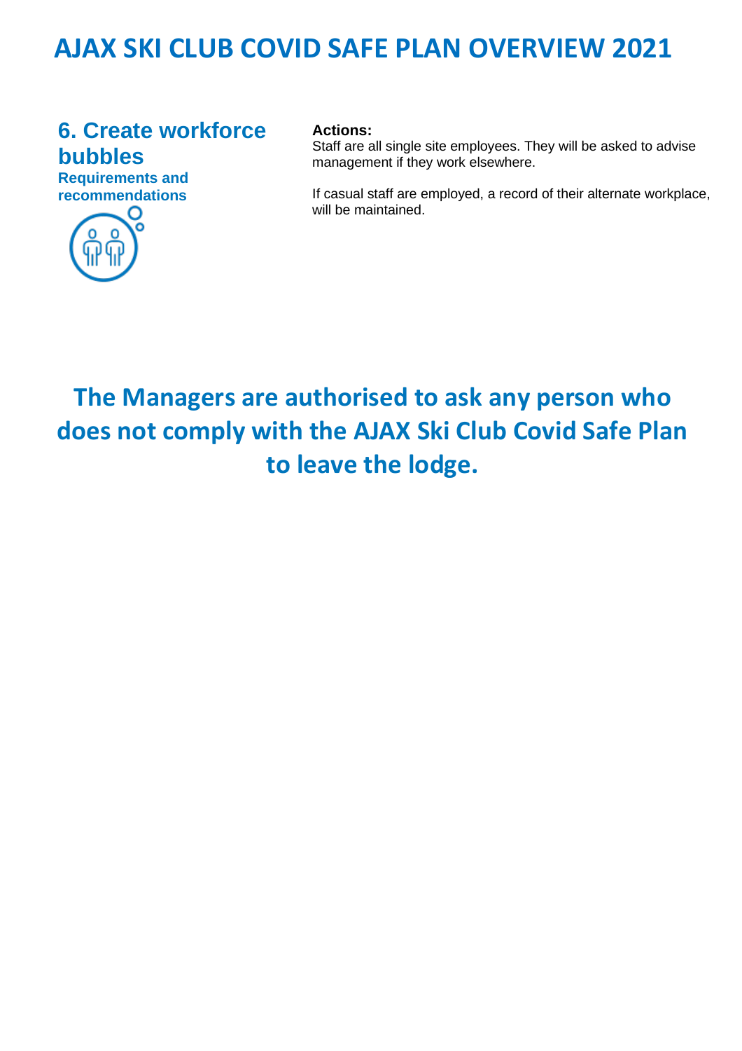# AJAX SKI CLUB COVID SAFE PLAN OVERVIEW 2021

## 6. Create workforce bubbles

**Requirements and recommendations**

**Actions:**

Staff are all single site employees. They will be asked to advise management if they work elsewhere.

If casual staff are employed, a record of their alternate workplace, will be maintained.

**The Managers are authorised to ask any person who does not comply with the AJAX Ski Club Covid Safe Plan to leave the lodge.**